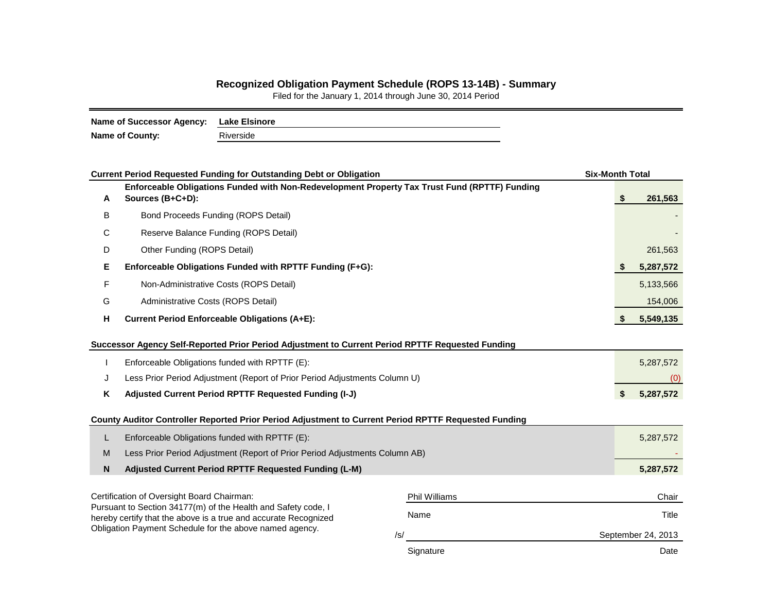# Recognized Obligation Payment Schedule (ROPS 13-14B) - Summary

Filed for the January 1, 2014 through June 30, 2014 Period

**Name of Successor Agency:** **Lake Elsinore**

**Name of County:** Riverside

| | **Current Period Requested Funding for Outstanding Debt or Obligation** | **Six-Month Total** |
|---|---|---|
| **A** | **Enforceable Obligations Funded with Non-Redevelopment Property Tax Trust Fund (RPTTF) Funding Sources (B+C+D):** | **$ 261,563** |
| B | Bond Proceeds Funding (ROPS Detail) | - |
| C | Reserve Balance Funding (ROPS Detail) | - |
| D | Other Funding (ROPS Detail) | 261,563 |
| **E** | **Enforceable Obligations Funded with RPTTF Funding (F+G):** | **$ 5,287,572** |
| F | Non-Administrative Costs (ROPS Detail) | 5,133,566 |
| G | Administrative Costs (ROPS Detail) | 154,006 |
| **H** | **Current Period Enforceable Obligations (A+E):** | **$ 5,549,135** |

| | **Successor Agency Self-Reported Prior Period Adjustment to Current Period RPTTF Requested Funding** | |
|---|---|---|
| I | Enforceable Obligations funded with RPTTF (E): | 5,287,572 |
| J | Less Prior Period Adjustment (Report of Prior Period Adjustments Column U) | (0) |
| **K** | **Adjusted Current Period RPTTF Requested Funding (I-J)** | **$ 5,287,572** |

| | **County Auditor Controller Reported Prior Period Adjustment to Current Period RPTTF Requested Funding** | |
|---|---|---|
| L | Enforceable Obligations funded with RPTTF (E): | 5,287,572 |
| M | Less Prior Period Adjustment (Report of Prior Period Adjustments Column AB) | - |
| **N** | **Adjusted Current Period RPTTF Requested Funding (L-M)** | **5,287,572** |

Certification of Oversight Board Chairman:
Pursuant to Section 34177(m) of the Health and Safety code, I hereby certify that the above is a true and accurate Recognized Obligation Payment Schedule for the above named agency.

| Phil Williams | Chair |
|---|---|
| Name | Title |
| /s/ | September 24, 2013 |
| Signature | Date |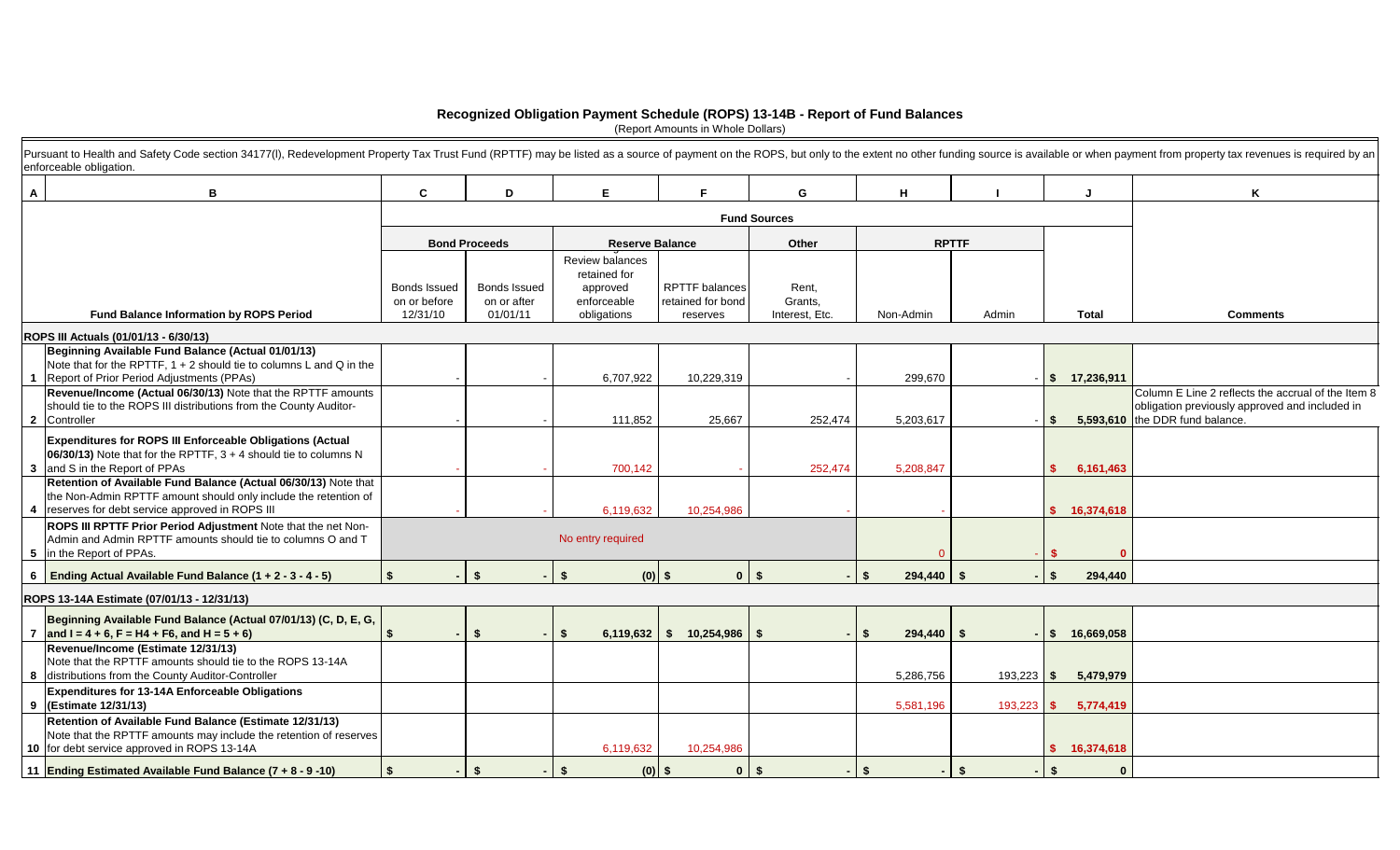# Recognized Obligation Payment Schedule (ROPS) 13-14B - Report of Fund Balances

(Report Amounts in Whole Dollars)

Pursuant to Health and Safety Code section 34177(l), Redevelopment Property Tax Trust Fund (RPTTF) may be listed as a source of payment on the ROPS, but only to the extent no other funding source is available or when payment from property tax revenues is required by an enforceable obligation.

| A | B | C | D | E | F | G | H | I | J | K |
|---|---|---|---|---|---|---|---|---|---|---|
| | | Fund Sources | | | | | | | | |
| | | Bond Proceeds | | Reserve Balance | | Other | RPTTF | | | |
| | Fund Balance Information by ROPS Period | Bonds Issued on or before 12/31/10 | Bonds Issued on or after 01/01/11 | Review balances retained for approved enforceable obligations | RPTTF balances retained for bond reserves | Rent, Grants, Interest, Etc. | Non-Admin | Admin | Total | Comments |
| | **ROPS III Actuals (01/01/13 - 6/30/13)** | | | | | | | | | |
| 1 | **Beginning Available Fund Balance (Actual 01/01/13)** Note that for the RPTTF, 1 + 2 should tie to columns L and Q in the Report of Prior Period Adjustments (PPAs) | - | - | 6,707,922 | 10,229,319 | - | 299,670 | - | $ 17,236,911 | |
| 2 | **Revenue/Income (Actual 06/30/13)** Note that the RPTTF amounts should tie to the ROPS III distributions from the County Auditor-Controller | - | - | 111,852 | 25,667 | 252,474 | 5,203,617 | - | $ 5,593,610 | Column E Line 2 reflects the accrual of the Item 8 obligation previously approved and included in the DDR fund balance. |
| 3 | **Expenditures for ROPS III Enforceable Obligations (Actual 06/30/13)** Note that for the RPTTF, 3 + 4 should tie to columns N and S in the Report of PPAs | - | - | 700,142 | - | 252,474 | 5,208,847 | | $ 6,161,463 | |
| 4 | **Retention of Available Fund Balance (Actual 06/30/13)** Note that the Non-Admin RPTTF amount should only include the retention of reserves for debt service approved in ROPS III | - | - | 6,119,632 | 10,254,986 | - | - | | $ 16,374,618 | |
| 5 | **ROPS III RPTTF Prior Period Adjustment** Note that the net Non-Admin and Admin RPTTF amounts should tie to columns O and T in the Report of PPAs. | No entry required | | | | | 0 | - | $ 0 | |
| 6 | **Ending Actual Available Fund Balance (1 + 2 - 3 - 4 - 5)** | $ - | $ - | $ (0) | $ 0 | $ - | $ 294,440 | $ - | $ 294,440 | |
| | **ROPS 13-14A Estimate (07/01/13 - 12/31/13)** | | | | | | | | | |
| 7 | **Beginning Available Fund Balance (Actual 07/01/13) (C, D, E, G, and I = 4 + 6, F = H4 + F6, and H = 5 + 6)** | $ - | $ - | $ 6,119,632 | $ 10,254,986 | $ - | $ 294,440 | $ - | $ 16,669,058 | |
| 8 | **Revenue/Income (Estimate 12/31/13)** Note that the RPTTF amounts should tie to the ROPS 13-14A distributions from the County Auditor-Controller | | | | | | 5,286,756 | 193,223 | $ 5,479,979 | |
| 9 | **Expenditures for 13-14A Enforceable Obligations (Estimate 12/31/13)** | | | | | | 5,581,196 | 193,223 | $ 5,774,419 | |
| 10 | **Retention of Available Fund Balance (Estimate 12/31/13)** Note that the RPTTF amounts may include the retention of reserves for debt service approved in ROPS 13-14A | | | 6,119,632 | 10,254,986 | | | | $ 16,374,618 | |
| 11 | **Ending Estimated Available Fund Balance (7 + 8 - 9 -10)** | $ - | $ - | $ (0) | $ 0 | $ - | $ - | $ - | $ 0 | |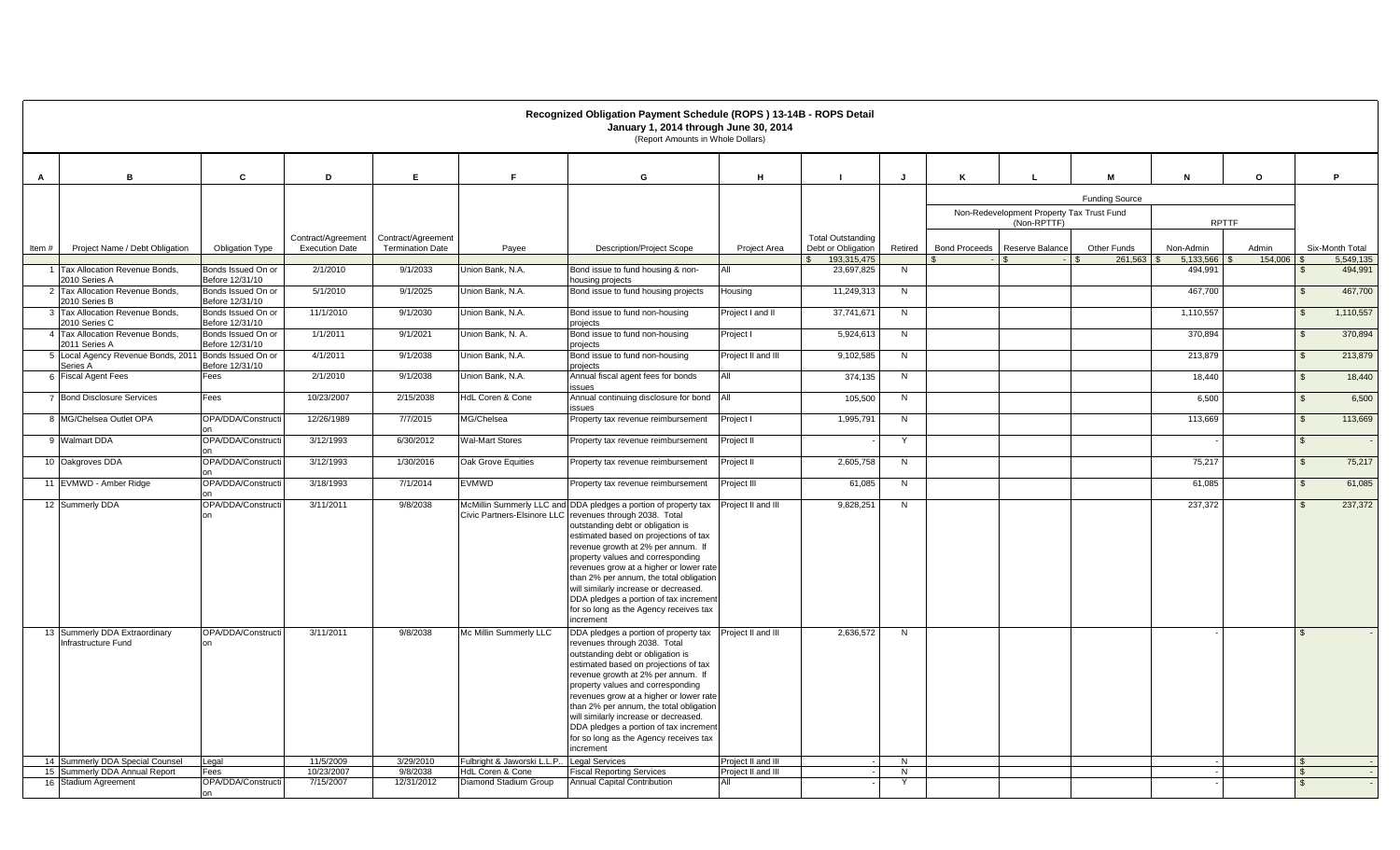# Recognized Obligation Payment Schedule (ROPS ) 13-14B - ROPS Detail

## January 1, 2014 through June 30, 2014

(Report Amounts in Whole Dollars)

| A | B | C | D | E | F | G | H | I | J | K | L | M | N | O | P |
|---|---|---|---|---|---|---|---|---|---|---|---|---|---|---|---|
| | | | | | | | | | | Funding Source | | | | | |
| | | | | | | | | | | Non-Redevelopment Property Tax Trust Fund (Non-RPTTF) | | | RPTTF | | |
| Item # | Project Name / Debt Obligation | Obligation Type | Contract/Agreement Execution Date | Contract/Agreement Termination Date | Payee | Description/Project Scope | Project Area | Total Outstanding Debt or Obligation | Retired | Bond Proceeds | Reserve Balance | Other Funds | Non-Admin | Admin | Six-Month Total |
| | | | | | | | | $ 193,315,475 | | $ - | $ - | $ 261,563 | $ 5,133,566 | $ 154,006 | $ 5,549,135 |
| 1 | Tax Allocation Revenue Bonds, 2010 Series A | Bonds Issued On or Before 12/31/10 | 2/1/2010 | 9/1/2033 | Union Bank, N.A. | Bond issue to fund housing & non-housing projects | All | 23,697,825 | N | | | | 494,991 | | $ 494,991 |
| 2 | Tax Allocation Revenue Bonds, 2010 Series B | Bonds Issued On or Before 12/31/10 | 5/1/2010 | 9/1/2025 | Union Bank, N.A. | Bond issue to fund housing projects | Housing | 11,249,313 | N | | | | 467,700 | | $ 467,700 |
| 3 | Tax Allocation Revenue Bonds, 2010 Series C | Bonds Issued On or Before 12/31/10 | 11/1/2010 | 9/1/2030 | Union Bank, N.A. | Bond issue to fund non-housing projects | Project I and II | 37,741,671 | N | | | | 1,110,557 | | $ 1,110,557 |
| 4 | Tax Allocation Revenue Bonds, 2011 Series A | Bonds Issued On or Before 12/31/10 | 1/1/2011 | 9/1/2021 | Union Bank, N. A. | Bond issue to fund non-housing projects | Project I | 5,924,613 | N | | | | 370,894 | | $ 370,894 |
| 5 | Local Agency Revenue Bonds, 2011 Series A | Bonds Issued On or Before 12/31/10 | 4/1/2011 | 9/1/2038 | Union Bank, N.A. | Bond issue to fund non-housing projects | Project II and III | 9,102,585 | N | | | | 213,879 | | $ 213,879 |
| 6 | Fiscal Agent Fees | Fees | 2/1/2010 | 9/1/2038 | Union Bank, N.A. | Annual fiscal agent fees for bonds issues | All | 374,135 | N | | | | 18,440 | | $ 18,440 |
| 7 | Bond Disclosure Services | Fees | 10/23/2007 | 2/15/2038 | HdL Coren & Cone | Annual continuing disclosure for bond issues | All | 105,500 | N | | | | 6,500 | | $ 6,500 |
| 8 | MG/Chelsea Outlet OPA | OPA/DDA/Construction | 12/26/1989 | 7/7/2015 | MG/Chelsea | Property tax revenue reimbursement | Project I | 1,995,791 | N | | | | 113,669 | | $ 113,669 |
| 9 | Walmart DDA | OPA/DDA/Construction | 3/12/1993 | 6/30/2012 | Wal-Mart Stores | Property tax revenue reimbursement | Project II | - | Y | | | | - | | $ - |
| 10 | Oakgroves DDA | OPA/DDA/Construction | 3/12/1993 | 1/30/2016 | Oak Grove Equities | Property tax revenue reimbursement | Project II | 2,605,758 | N | | | | 75,217 | | $ 75,217 |
| 11 | EVMWD - Amber Ridge | OPA/DDA/Construction | 3/18/1993 | 7/1/2014 | EVMWD | Property tax revenue reimbursement | Project III | 61,085 | N | | | | 61,085 | | $ 61,085 |
| 12 | Summerly DDA | OPA/DDA/Construction | 3/11/2011 | 9/8/2038 | McMillin Summerly LLC and Civic Partners-Elsinore LLC | DDA pledges a portion of property tax revenues through 2038. Total outstanding debt or obligation is estimated based on projections of tax revenue growth at 2% per annum. If property values and corresponding revenues grow at a higher or lower rate than 2% per annum, the total obligation will similarly increase or decreased. DDA pledges a portion of tax increment for so long as the Agency receives tax increment | Project II and III | 9,828,251 | N | | | | 237,372 | | $ 237,372 |
| 13 | Summerly DDA Extraordinary Infrastructure Fund | OPA/DDA/Construction | 3/11/2011 | 9/8/2038 | Mc Millin Summerly LLC | DDA pledges a portion of property tax revenues through 2038. Total outstanding debt or obligation is estimated based on projections of tax revenue growth at 2% per annum. If property values and corresponding revenues grow at a higher or lower rate than 2% per annum, the total obligation will similarly increase or decreased. DDA pledges a portion of tax increment for so long as the Agency receives tax increment | Project II and III | 2,636,572 | N | | | | - | | $ - |
| 14 | Summerly DDA Special Counsel | Legal | 11/5/2009 | 3/29/2010 | Fulbright & Jaworski L.L.P.. | Legal Services | Project II and III | - | N | | | | - | | $ - |
| 15 | Summerly DDA Annual Report | Fees | 10/23/2007 | 9/8/2038 | HdL Coren & Cone | Fiscal Reporting Services | Project II and III | - | N | | | | - | | $ - |
| 16 | Stadium Agreement | OPA/DDA/Construction | 7/15/2007 | 12/31/2012 | Diamond Stadium Group | Annual Capital Contribution | All | - | Y | | | | - | | $ - |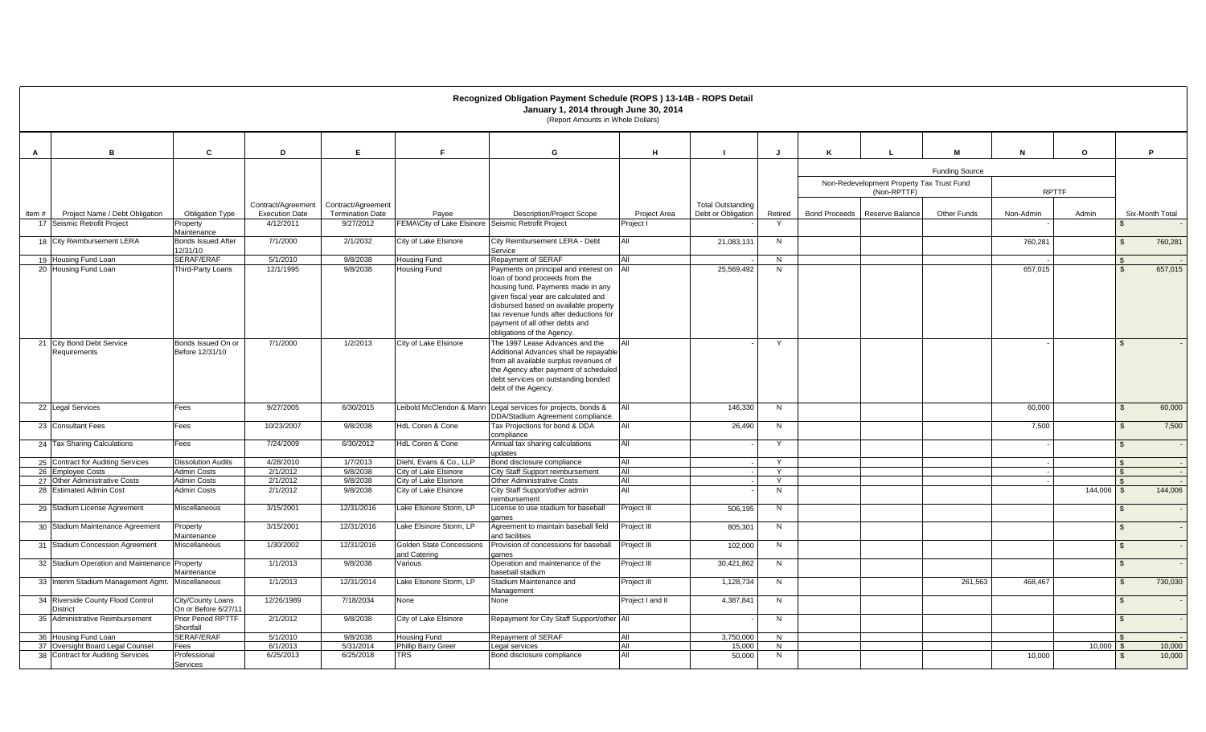# Recognized Obligation Payment Schedule (ROPS ) 13-14B - ROPS Detail

## January 1, 2014 through June 30, 2014

(Report Amounts in Whole Dollars)

| A | B | C | D | E | F | G | H | I | J | K | L | M | N | O | P |
|---|---|---|---|---|---|---|---|---|---|---|---|---|---|---|---|
| | | | | | | | | | | Funding Source | | | | | |
| | | | | | | | | | | Non-Redevelopment Property Tax Trust Fund (Non-RPTTF) | | | RPTTF | | |
| Item # | Project Name / Debt Obligation | Obligation Type | Contract/Agreement Execution Date | Contract/Agreement Termination Date | Payee | Description/Project Scope | Project Area | Total Outstanding Debt or Obligation | Retired | Bond Proceeds | Reserve Balance | Other Funds | Non-Admin | Admin | Six-Month Total |
| 17 | Seismic Retrofit Project | Property Maintenance | 4/12/2011 | 9/27/2012 | FEMA\City of Lake Elsinore | Seismic Retrofit Project | Project I | - | Y | | | | | | $ - |
| 18 | City Reimbursement LERA | Bonds Issued After 12/31/10 | 7/1/2000 | 2/1/2032 | City of Lake Elsinore | City Reimbursement LERA - Debt Service | All | 21,083,131 | N | | | | 760,281 | | $ 760,281 |
| 19 | Housing Fund Loan | SERAF/ERAF | 5/1/2010 | 9/8/2038 | Housing Fund | Repayment of SERAF | All | - | N | | | | - | | $ - |
| 20 | Housing Fund Loan | Third-Party Loans | 12/1/1995 | 9/8/2038 | Housing Fund | Payments on principal and interest on loan of bond proceeds from the housing fund. Payments made in any given fiscal year are calculated and disbursed based on available property tax revenue funds after deductions for payment of all other debts and obligations of the Agency. | All | 25,569,492 | N | | | | 657,015 | | $ 657,015 |
| 21 | City Bond Debt Service Requirements | Bonds Issued On or Before 12/31/10 | 7/1/2000 | 1/2/2013 | City of Lake Elsinore | The 1997 Lease Advances and the Additional Advances shall be repayable from all available surplus revenues of the Agency after payment of scheduled debt services on outstanding bonded debt of the Agency. | All | - | Y | | | | - | | $ - |
| 22 | Legal Services | Fees | 9/27/2005 | 6/30/2015 | Leibold McClendon & Mann | Legal services for projects, bonds & DDA/Stadium Agreement compliance. | All | 146,330 | N | | | | 60,000 | | $ 60,000 |
| 23 | Consultant Fees | Fees | 10/23/2007 | 9/8/2038 | HdL Coren & Cone | Tax Projections for bond & DDA compliance | All | 26,490 | N | | | | 7,500 | | $ 7,500 |
| 24 | Tax Sharing Calculations | Fees | 7/24/2009 | 6/30/2012 | HdL Coren & Cone | Annual tax sharing calculations updates | All | - | Y | | | | - | | $ - |
| 25 | Contract for Auditing Services | Dissolution Audits | 4/28/2010 | 1/7/2013 | Diehl, Evans & Co., LLP | Bond disclosure compliance | All | - | Y | | | | - | | $ - |
| 26 | Employee Costs | Admin Costs | 2/1/2012 | 9/8/2038 | City of Lake Elsinore | City Staff Support reimbursement | All | - | Y | | | | - | | $ - |
| 27 | Other Administrative Costs | Admin Costs | 2/1/2012 | 9/8/2038 | City of Lake Elsinore | Other Administrative Costs | All | - | Y | | | | - | | $ - |
| 28 | Estimated Admin Cost | Admin Costs | 2/1/2012 | 9/8/2038 | City of Lake Elsinore | City Staff Support/other admin reimbursement | All | - | N | | | | | 144,006 | $ 144,006 |
| 29 | Stadium License Agreement | Miscellaneous | 3/15/2001 | 12/31/2016 | Lake Elsinore Storm, LP | License to use stadium for baseball games | Project III | 506,195 | N | | | | | | $ - |
| 30 | Stadium Maintenance Agreement | Property Maintenance | 3/15/2001 | 12/31/2016 | Lake Elsinore Storm, LP | Agreement to maintain baseball field and facilities | Project III | 805,301 | N | | | | | | $ - |
| 31 | Stadium Concession Agreement | Miscellaneous | 1/30/2002 | 12/31/2016 | Golden State Concessions and Catering | Provision of concessions for baseball games | Project III | 102,000 | N | | | | | | $ - |
| 32 | Stadium Operation and Maintenance | Property Maintenance | 1/1/2013 | 9/8/2038 | Various | Operation and maintenance of the baseball stadium | Project III | 30,421,862 | N | | | | | | $ - |
| 33 | Interim Stadium Management Agmt. | Miscellaneous | 1/1/2013 | 12/31/2014 | Lake Elsinore Storm, LP | Stadium Maintenance and Management | Project III | 1,128,734 | N | | | 261,563 | 468,467 | | $ 730,030 |
| 34 | Riverside County Flood Control District | City/County Loans On or Before 6/27/11 | 12/26/1989 | 7/18/2034 | None | None | Project I and II | 4,387,841 | N | | | | | | $ - |
| 35 | Administrative Reimbursement | Prior Period RPTTF Shortfall | 2/1/2012 | 9/8/2038 | City of Lake Elsinore | Repayment for City Staff Support/other | All | - | N | | | | | | $ - |
| 36 | Housing Fund Loan | SERAF/ERAF | 5/1/2010 | 9/8/2038 | Housing Fund | Repayment of SERAF | All | 3,750,000 | N | | | | | | $ - |
| 37 | Oversight Board Legal Counsel | Fees | 6/1/2013 | 5/31/2014 | Phillip Barry Greer | Legal services | All | 15,000 | N | | | | | 10,000 | $ 10,000 |
| 38 | Contract for Auditing Services | Professional Services | 6/25/2013 | 6/25/2018 | TRS | Bond disclosure compliance | All | 50,000 | N | | | | 10,000 | | $ 10,000 |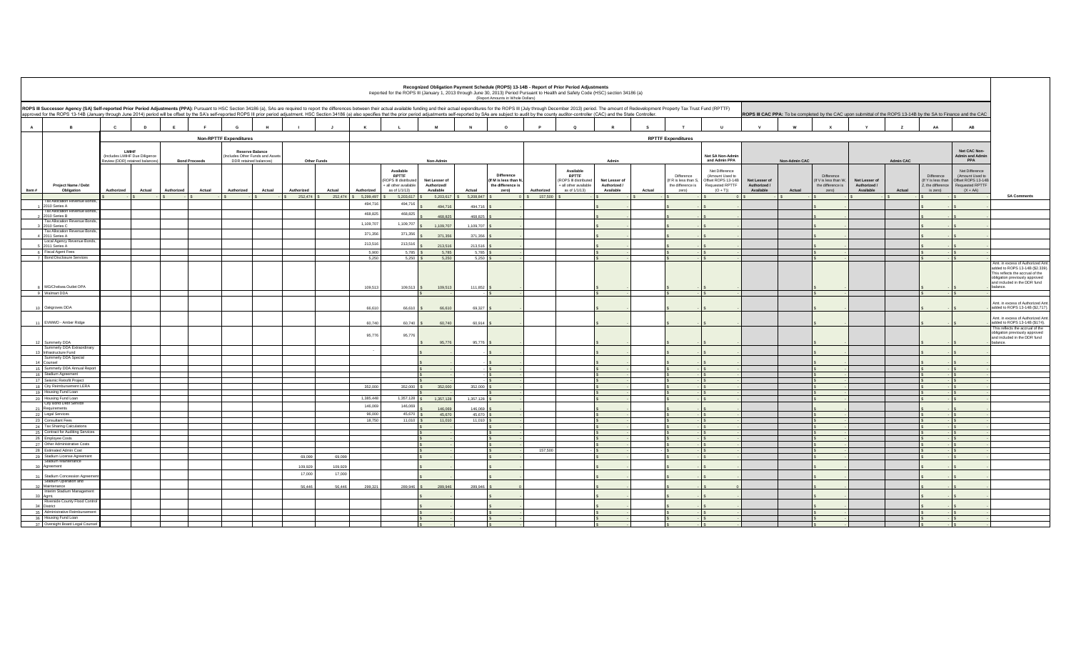# Recognized Obligation Payment Schedule (ROPS) 13-14B - Report of Prior Period Adjustments

Reported for the ROPS III (January 1, 2013 through June 30, 2013) Period Pursuant to Health and Safety Code (HSC) section 34186 (a)

(Report Amounts in Whole Dollars)

**ROPS III Successor Agency (SA) Self-reported Prior Period Adjustments (PPA):** Pursuant to HSC Section 34186 (a), SAs are required to report the differences between their actual available funding and their actual expenditures for the ROPS III (July through December 2013) period. The amount of Redevelopment Property Tax Trust Fund (RPTTF) approved for the ROPS 13-14B (January through June 2014) period will be offset by the SA's self-reported ROPS III prior period adjustment. HSC Section 34186 (a) also specifies that the prior period adjustments self-reported by SAs are subject to audit by the county auditor-controller (CAC) and the State Controller.

**ROPS III CAC PPA:** To be completed by the CAC upon submittal of the ROPS 13-14B by the SA to Finance and the CAC

| A | B | C | D | E | F | G | H | I | J | K | L | M | N | O | P | Q | R | S | T | U | V | W | X | Y | Z | AA | AB | |
|---|---|---|---|---|---|---|---|---|---|---|---|---|---|---|---|---|---|---|---|---|---|---|---|---|---|---|---|---|
| | | **Non-RPTTF Expenditures** | | | | | | | | **RPTTF Expenditures** | | | | | | | | | | | | | | | | | | |
| | | LMIHF (Includes LMIHF Due Diligence Review (DDR) retained balances) | | Bond Proceeds | | Reserve Balance (Includes Other Funds and Assets DDR retained balances) | | Other Funds | | Non-Admin | | | | | Admin | | | | | Net SA Non-Admin and Admin PPA | Non-Admin CAC | | | Admin CAC | | | Net CAC Non-Admin and Admin PPA | |
| Item # | Project Name / Debt Obligation | Authorized | Actual | Authorized | Actual | Authorized | Actual | Authorized | Actual | Authorized | Available RPTTF (ROPS III distributed + all other available as of 1/1/13) | Net Lesser of Authorized/ Available | Actual | Difference (If M is less than N, the difference is zero) | Authorized | Available RPTTF (ROPS III distributed + all other available as of 1/1/13) | Net Lesser of Authorized / Available | Actual | Difference (If R is less than S, the difference is zero) | Net Difference (Amount Used to Offset ROPS 13-14B Requested RPTTF (O + T)) | Net Lesser of Authorized / Available | Actual | Difference (If V is less than W, the difference is zero) | Net Lesser of Authorized / Available | Actual | Difference (If Y is less than Z, the difference is zero) | Net Difference (Amount Used to Offset ROPS 13-14B Requested RPTTF (X + AA)) | SA Comments |
| | | $ - | $ - | $ - | $ - | $ - | $ - | $ 252,474 | $ 252,474 | $ 5,299,497 | $ 5,203,617 | $ 5,203,617 | $ 5,208,847 | $ 0 | $ 157,500 | $ - | $ - | | $ - | $ 0 | $ - | $ - | $ - | $ - | $ - | $ - | $ - | |
| 1 | Tax Allocation Revenue Bonds, 2010 Series A | | | | | | | | | 494,716 | 494,716 | $ 494,716 | 494,716 | $ - | | | $ - | | $ - | $ - | | | $ - | | | $ - | $ - | |
| 2 | Tax Allocation Revenue Bonds, 2010 Series B | | | | | | | | | 468,825 | 468,825 | $ 468,825 | 468,825 | $ - | | | $ - | | $ - | $ - | | | $ - | | | $ - | $ - | |
| 3 | Tax Allocation Revenue Bonds, 2010 Series C | | | | | | | | | 1,109,707 | 1,109,707 | $ 1,109,707 | 1,109,707 | $ - | | | $ - | | $ - | $ - | | | $ - | | | $ - | $ - | |
| 4 | Tax Allocation Revenue Bonds, 2011 Series A | | | | | | | | | 371,356 | 371,356 | $ 371,356 | 371,356 | $ - | | | $ - | | $ - | $ - | | | $ - | | | $ - | $ - | |
| 5 | Local Agency Revenue Bonds, 2011 Series A | | | | | | | | | 213,516 | 213,516 | $ 213,516 | 213,516 | $ - | | | $ - | | $ - | $ - | | | $ - | | | $ - | $ - | |
| 6 | Fiscal Agent Fees | | | | | | | | | 5,800 | 5,785 | $ 5,785 | 5,785 | $ - | | | $ - | | $ - | $ - | | | $ - | | | $ - | $ - | |
| 7 | Bond Disclosure Services | | | | | | | | | 5,250 | 5,250 | $ 5,250 | 5,250 | $ - | | | $ - | | $ - | $ - | | | $ - | | | $ - | $ - | |
| 8 | MG/Chelsea Outlet OPA | | | | | | | | | 109,513 | 109,513 | $ 109,513 | 111,852 | $ - | | | $ - | | $ - | $ - | | | $ - | | | $ - | $ - | Amt. in excess of Authorized Amt. added to ROPS 13-14B ($2,339). This reflects the accrual of the obligation previously approved and included in the DDR fund balance. |
| 9 | Walmart DDA | | | | | | | | | | | $ - | | $ - | | | $ - | | $ - | $ - | | | $ - | | | $ - | $ - | |
| 10 | Oakgroves DDA | | | | | | | | | 66,610 | 66,610 | $ 66,610 | 69,327 | $ - | | | $ - | | $ - | $ - | | | $ - | | | $ - | $ - | Amt. in excess of Authorized Amt. added to ROPS 13-14B ($2,717). |
| 11 | EVMWD - Amber Ridge | | | | | | | | | 60,740 | 60,740 | $ 60,740 | 60,914 | $ - | | | $ - | | $ - | $ - | | | $ - | | | $ - | $ - | Amt. in excess of Authorized Amt. added to ROPS 13-14B ($174). This reflects the accrual of the obligation previously approved and included in the DDR fund balance. |
| 12 | Summerly DDA | | | | | | | | | 95,776 | 95,776 | $ 95,776 | 95,776 | $ - | | | $ - | | $ - | $ - | | | $ - | | | $ - | $ - | |
| 13 | Summerly DDA Extraordinary Infrastructure Fund | | | | | | | | | - | | $ - | | $ - | | | $ - | | $ - | $ - | | | $ - | | | $ - | $ - | |
| 14 | Summerly DDA Special Counsel | | | | | | | | | | | $ - | | $ - | | | $ - | | $ - | $ - | | | $ - | | | $ - | $ - | |
| 15 | Summerly DDA Annual Report | | | | | | | | | | | $ - | | $ - | | | $ - | | $ - | $ - | | | $ - | | | $ - | $ - | |
| 16 | Stadium Agreement | | | | | | | | | | | $ - | | $ - | | | $ - | | $ - | $ - | | | $ - | | | $ - | $ - | |
| 17 | Seismic Retrofit Project | | | | | | | | | | | $ - | | $ - | | | $ - | | $ - | $ - | | | $ - | | | $ - | $ - | |
| 18 | City Reimbursement LERA | | | | | | | | | 352,000 | 352,000 | $ 352,000 | 352,000 | $ - | | | $ - | | $ - | $ - | | | $ - | | | $ - | $ - | |
| 19 | Housing Fund Loan | | | | | | | | | | | $ - | | $ - | | | $ - | | $ - | $ - | | | $ - | | | $ - | $ - | |
| 20 | Housing Fund Loan | | | | | | | | | 1,385,448 | 1,357,128 | $ 1,357,128 | 1,357,128 | $ - | | | $ - | | $ - | $ - | | | $ - | | | $ - | $ - | |
| 21 | City Bond Debt Service Requirements | | | | | | | | | 146,069 | 146,069 | $ 146,069 | 146,069 | $ - | | | $ - | | $ - | $ - | | | $ - | | | $ - | $ - | |
| 22 | Legal Services | | | | | | | | | 96,000 | 45,670 | $ 45,670 | 45,670 | $ - | | | $ - | | $ - | $ - | | | $ - | | | $ - | $ - | |
| 23 | Consultant Fees | | | | | | | | | 18,750 | 11,010 | $ 11,010 | 11,010 | $ - | | | $ - | | $ - | $ - | | | $ - | | | $ - | $ - | |
| 24 | Tax Sharing Calculations | | | | | | | | | | | $ - | | $ - | | | $ - | | $ - | $ - | | | $ - | | | $ - | $ - | |
| 25 | Contract for Auditing Services | | | | | | | | | | | $ - | | $ - | | | $ - | | $ - | $ - | | | $ - | | | $ - | $ - | |
| 26 | Employee Costs | | | | | | | | | | | $ - | | $ - | | | $ - | | $ - | $ - | | | $ - | | | $ - | $ - | |
| 27 | Other Administrative Costs | | | | | | | | | | | $ - | | $ - | | | $ - | | $ - | $ - | | | $ - | | | $ - | $ - | |
| 28 | Estimated Admin Cost | | | | | | | | | | | $ - | | $ - | 157,500 | | $ - | | $ - | $ - | | | $ - | | | $ - | $ - | |
| 29 | Stadium License Agreement | | | | | | | 69,099 | 69,099 | | | $ - | | $ - | | | $ - | | $ - | $ - | | | $ - | | | $ - | $ - | |
| 30 | Stadium Maintenance Agreement | | | | | | | 109,929 | 109,929 | | | $ - | | $ - | | | $ - | | $ - | $ - | | | $ - | | | $ - | $ - | |
| 31 | Stadium Concession Agreement | | | | | | | 17,000 | 17,000 | | | $ - | | $ - | | | $ - | | $ - | $ - | | | $ - | | | $ - | $ - | |
| 32 | Stadium Operation and Maintenance | | | | | | | 56,446 | 56,446 | 299,321 | 289,946 | $ 289,946 | 289,946 | $ 0 | | | $ - | | $ - | $ 0 | | | $ - | | | $ - | $ - | |
| 33 | Interim Stadium Management Agmt. | | | | | | | | | | | $ - | | $ - | | | $ - | | $ - | $ - | | | $ - | | | $ - | $ - | |
| 34 | Riverside County Flood Control District | | | | | | | | | | | $ - | | $ - | | | $ - | | $ - | $ - | | | $ - | | | $ - | $ - | |
| 35 | Administrative Reimbursement | | | | | | | | | | | $ - | | $ - | | | $ - | | $ - | $ - | | | $ - | | | $ - | $ - | |
| 36 | Housing Fund Loan | | | | | | | | | | | $ - | | $ - | | | $ - | | $ - | $ - | | | $ - | | | $ - | $ - | |
| 37 | Oversight Board Legal Counsel | | | | | | | | | | | $ - | | $ - | | | $ - | | $ - | $ - | | | $ - | | | $ - | $ - | |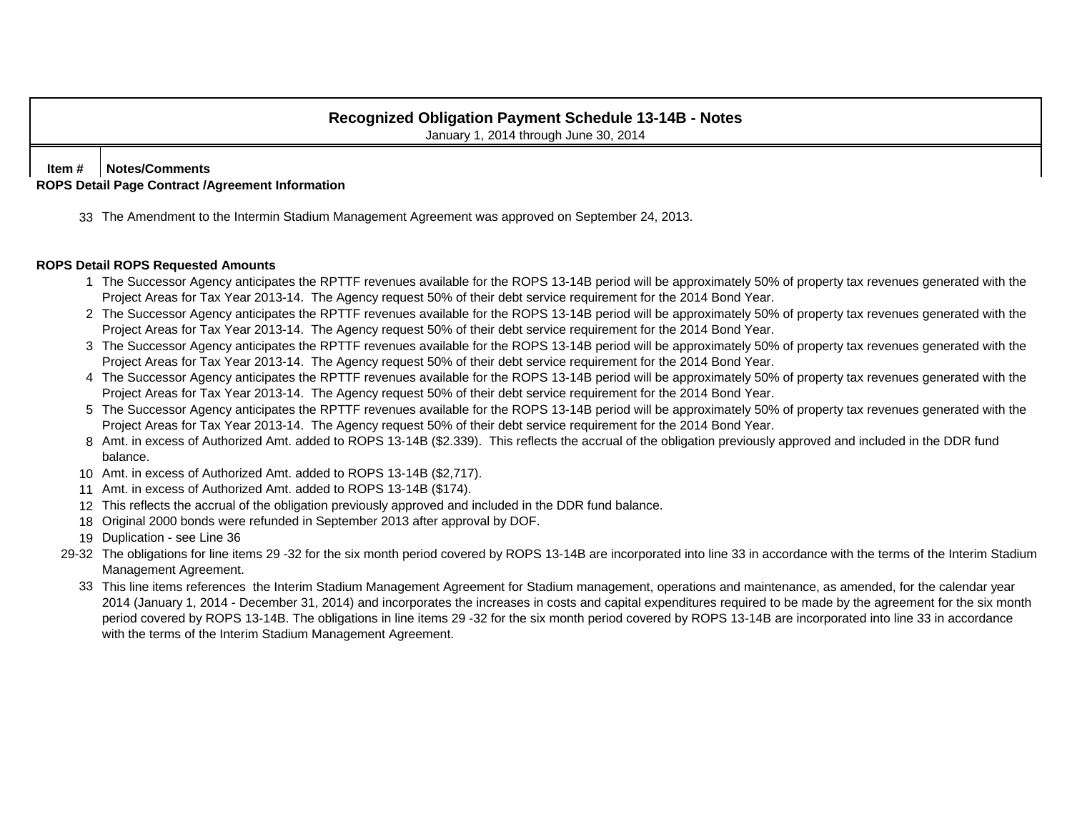# Recognized Obligation Payment Schedule 13-14B - Notes

January 1, 2014 through June 30, 2014

| Item # | Notes/Comments |
|---|---|
| **ROPS Detail Page Contract /Agreement Information** | |
| 33 | The Amendment to the Intermin Stadium Management Agreement was approved on September 24, 2013. |
| **ROPS Detail ROPS Requested Amounts** | |
| 1 | The Successor Agency anticipates the RPTTF revenues available for the ROPS 13-14B period will be approximately 50% of property tax revenues generated with the Project Areas for Tax Year 2013-14. The Agency request 50% of their debt service requirement for the 2014 Bond Year. |
| 2 | The Successor Agency anticipates the RPTTF revenues available for the ROPS 13-14B period will be approximately 50% of property tax revenues generated with the Project Areas for Tax Year 2013-14. The Agency request 50% of their debt service requirement for the 2014 Bond Year. |
| 3 | The Successor Agency anticipates the RPTTF revenues available for the ROPS 13-14B period will be approximately 50% of property tax revenues generated with the Project Areas for Tax Year 2013-14. The Agency request 50% of their debt service requirement for the 2014 Bond Year. |
| 4 | The Successor Agency anticipates the RPTTF revenues available for the ROPS 13-14B period will be approximately 50% of property tax revenues generated with the Project Areas for Tax Year 2013-14. The Agency request 50% of their debt service requirement for the 2014 Bond Year. |
| 5 | The Successor Agency anticipates the RPTTF revenues available for the ROPS 13-14B period will be approximately 50% of property tax revenues generated with the Project Areas for Tax Year 2013-14. The Agency request 50% of their debt service requirement for the 2014 Bond Year. |
| 8 | Amt. in excess of Authorized Amt. added to ROPS 13-14B ($2.339). This reflects the accrual of the obligation previously approved and included in the DDR fund balance. |
| 10 | Amt. in excess of Authorized Amt. added to ROPS 13-14B ($2,717). |
| 11 | Amt. in excess of Authorized Amt. added to ROPS 13-14B ($174). |
| 12 | This reflects the accrual of the obligation previously approved and included in the DDR fund balance. |
| 18 | Original 2000 bonds were refunded in September 2013 after approval by DOF. |
| 19 | Duplication - see Line 36 |
| 29-32 | The obligations for line items 29 -32 for the six month period covered by ROPS 13-14B are incorporated into line 33 in accordance with the terms of the Interim Stadium Management Agreement. |
| 33 | This line items references the Interim Stadium Management Agreement for Stadium management, operations and maintenance, as amended, for the calendar year 2014 (January 1, 2014 - December 31, 2014) and incorporates the increases in costs and capital expenditures required to be made by the agreement for the six month period covered by ROPS 13-14B. The obligations in line items 29 -32 for the six month period covered by ROPS 13-14B are incorporated into line 33 in accordance with the terms of the Interim Stadium Management Agreement. |